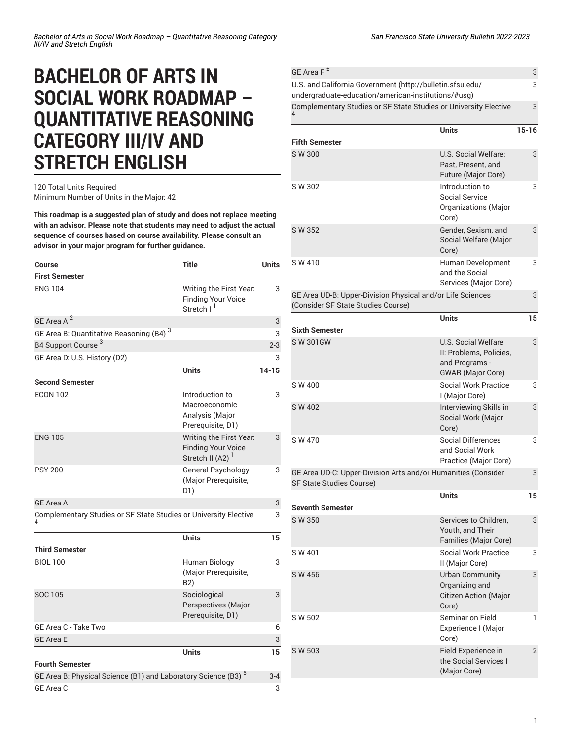# BACHELOR OF ARTS IN SOCIAL WORK ROADMAP – QUANTITATIVE REASONING CATEGORY III/IV AND STRETCH ENGLISH

120 Total Units Required
Minimum Number of Units in the Major: 42

**This roadmap is a suggested plan of study and does not replace meeting with an advisor. Please note that students may need to adjust the actual sequence of courses based on course availability. Please consult an advisor in your major program for further guidance.**

| Course | Title | Units |
|---|---|---|
| **First Semester** | | |
| ENG 104 | Writing the First Year: Finding Your Voice Stretch I [1] | 3 |
| GE Area A [2] | | 3 |
| GE Area B: Quantitative Reasoning (B4) [3] | | 3 |
| B4 Support Course [3] | | 2-3 |
| GE Area D: U.S. History (D2) | | 3 |
| | **Units** | **14-15** |
| **Second Semester** | | |
| ECON 102 | Introduction to Macroeconomic Analysis (Major Prerequisite, D1) | 3 |
| ENG 105 | Writing the First Year: Finding Your Voice Stretch II (A2) [1] | 3 |
| PSY 200 | General Psychology (Major Prerequisite, D1) | 3 |
| GE Area A | | 3 |
| Complementary Studies or SF State Studies or University Elective [4] | | 3 |
| | **Units** | **15** |
| **Third Semester** | | |
| BIOL 100 | Human Biology (Major Prerequisite, B2) | 3 |
| SOC 105 | Sociological Perspectives (Major Prerequisite, D1) | 3 |
| GE Area C - Take Two | | 6 |
| GE Area E | | 3 |
| | **Units** | **15** |
| **Fourth Semester** | | |
| GE Area B: Physical Science (B1) and Laboratory Science (B3) [5] | | 3-4 |
| GE Area C | | 3 |
| GE Area F [±] | | 3 |
| U.S. and California Government (http://bulletin.sfsu.edu/undergraduate-education/american-institutions/#usg) | | 3 |
| Complementary Studies or SF State Studies or University Elective [4] | | 3 |
| | **Units** | **15-16** |
| **Fifth Semester** | | |
| S W 300 | U.S. Social Welfare: Past, Present, and Future (Major Core) | 3 |
| S W 302 | Introduction to Social Service Organizations (Major Core) | 3 |
| S W 352 | Gender, Sexism, and Social Welfare (Major Core) | 3 |
| S W 410 | Human Development and the Social Services (Major Core) | 3 |
| GE Area UD-B: Upper-Division Physical and/or Life Sciences (Consider SF State Studies Course) | | 3 |
| | **Units** | **15** |
| **Sixth Semester** | | |
| S W 301GW | U.S. Social Welfare II: Problems, Policies, and Programs - GWAR (Major Core) | 3 |
| S W 400 | Social Work Practice I (Major Core) | 3 |
| S W 402 | Interviewing Skills in Social Work (Major Core) | 3 |
| S W 470 | Social Differences and Social Work Practice (Major Core) | 3 |
| GE Area UD-C: Upper-Division Arts and/or Humanities (Consider SF State Studies Course) | | 3 |
| | **Units** | **15** |
| **Seventh Semester** | | |
| S W 350 | Services to Children, Youth, and Their Families (Major Core) | 3 |
| S W 401 | Social Work Practice II (Major Core) | 3 |
| S W 456 | Urban Community Organizing and Citizen Action (Major Core) | 3 |
| S W 502 | Seminar on Field Experience I (Major Core) | 1 |
| S W 503 | Field Experience in the Social Services I (Major Core) | 2 |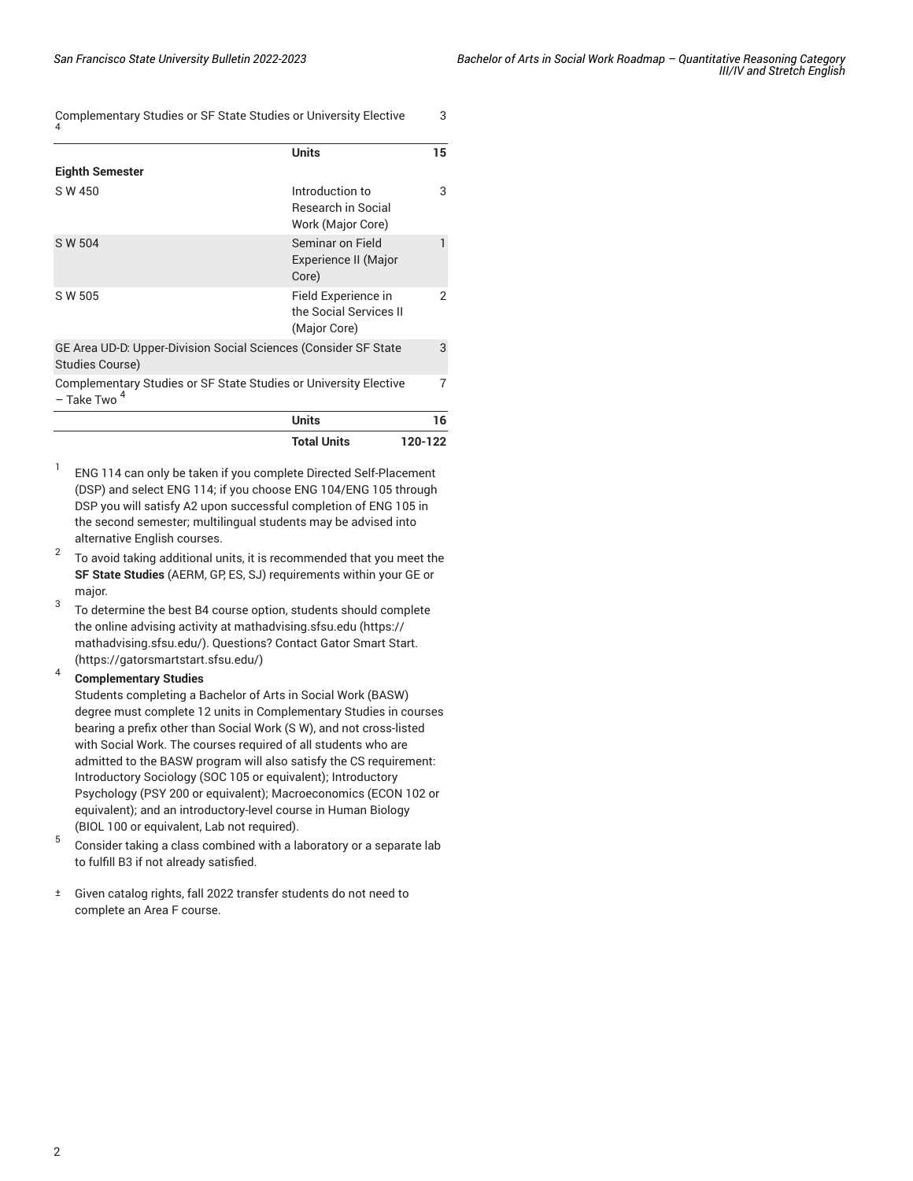| | | |
|---|---|---|
| Complementary Studies or SF State Studies or University Elective [4] | | 3 |
| | **Units** | **15** |
| **Eighth Semester** | | |
| S W 450 | Introduction to Research in Social Work (Major Core) | 3 |
| S W 504 | Seminar on Field Experience II (Major Core) | 1 |
| S W 505 | Field Experience in the Social Services II (Major Core) | 2 |
| GE Area UD-D: Upper-Division Social Sciences (Consider SF State Studies Course) | | 3 |
| Complementary Studies or SF State Studies or University Elective – Take Two [4] | | 7 |
| | **Units** | **16** |
| | **Total Units** | **120-122** |

1. ENG 114 can only be taken if you complete Directed Self-Placement (DSP) and select ENG 114; if you choose ENG 104/ENG 105 through DSP you will satisfy A2 upon successful completion of ENG 105 in the second semester; multilingual students may be advised into alternative English courses.
2. To avoid taking additional units, it is recommended that you meet the **SF State Studies** (AERM, GP, ES, SJ) requirements within your GE or major.
3. To determine the best B4 course option, students should complete the online advising activity at mathadvising.sfsu.edu (https://mathadvising.sfsu.edu/). Questions? Contact Gator Smart Start. (https://gatorsmartstart.sfsu.edu/)
4. **Complementary Studies**
   Students completing a Bachelor of Arts in Social Work (BASW) degree must complete 12 units in Complementary Studies in courses bearing a prefix other than Social Work (S W), and not cross-listed with Social Work. The courses required of all students who are admitted to the BASW program will also satisfy the CS requirement: Introductory Sociology (SOC 105 or equivalent); Introductory Psychology (PSY 200 or equivalent); Macroeconomics (ECON 102 or equivalent); and an introductory-level course in Human Biology (BIOL 100 or equivalent, Lab not required).
5. Consider taking a class combined with a laboratory or a separate lab to fulfill B3 if not already satisfied.

± Given catalog rights, fall 2022 transfer students do not need to complete an Area F course.